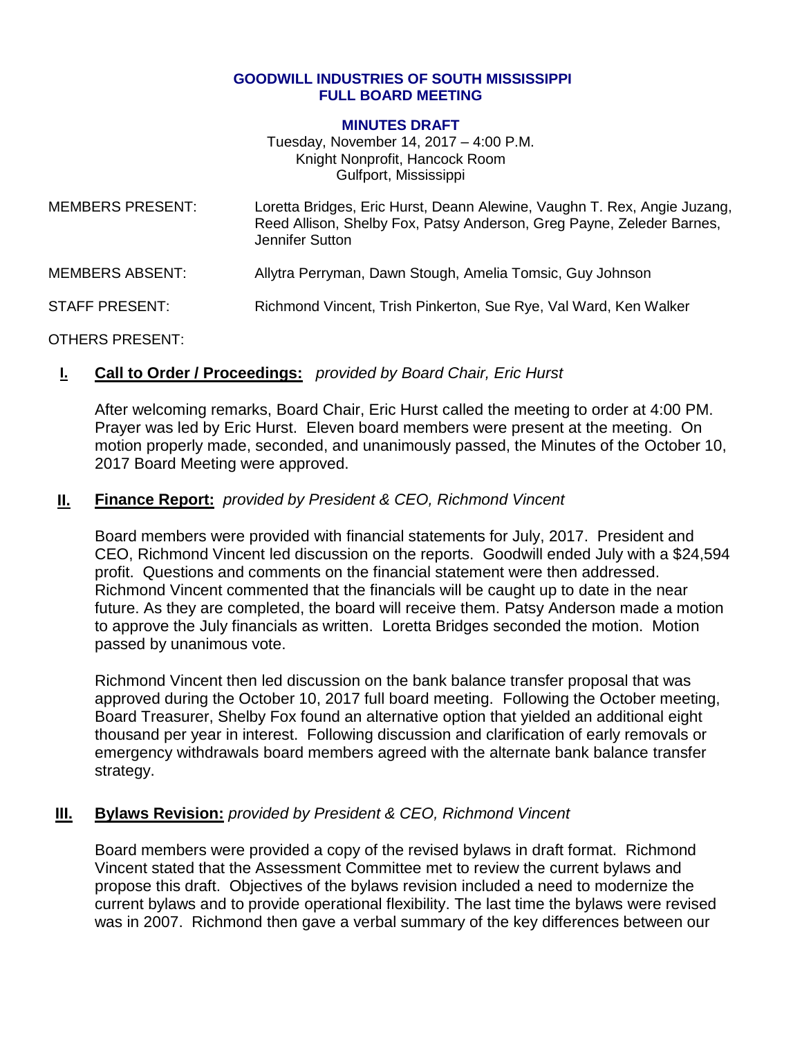**GOODWILL INDUSTRIES OF SOUTH MISSISSIPPI**
**FULL BOARD MEETING**

**MINUTES DRAFT**

Tuesday, November 14, 2017 – 4:00 P.M.
Knight Nonprofit, Hancock Room
Gulfport, Mississippi

MEMBERS PRESENT: Loretta Bridges, Eric Hurst, Deann Alewine, Vaughn T. Rex, Angie Juzang, Reed Allison, Shelby Fox, Patsy Anderson, Greg Payne, Zeleder Barnes, Jennifer Sutton

MEMBERS ABSENT: Allytra Perryman, Dawn Stough, Amelia Tomsic, Guy Johnson

STAFF PRESENT: Richmond Vincent, Trish Pinkerton, Sue Rye, Val Ward, Ken Walker

OTHERS PRESENT:

## I. Call to Order / Proceedings: *provided by Board Chair, Eric Hurst*

After welcoming remarks, Board Chair, Eric Hurst called the meeting to order at 4:00 PM. Prayer was led by Eric Hurst. Eleven board members were present at the meeting. On motion properly made, seconded, and unanimously passed, the Minutes of the October 10, 2017 Board Meeting were approved.

## II. Finance Report: *provided by President & CEO, Richmond Vincent*

Board members were provided with financial statements for July, 2017. President and CEO, Richmond Vincent led discussion on the reports. Goodwill ended July with a $24,594 profit. Questions and comments on the financial statement were then addressed. Richmond Vincent commented that the financials will be caught up to date in the near future. As they are completed, the board will receive them. Patsy Anderson made a motion to approve the July financials as written. Loretta Bridges seconded the motion. Motion passed by unanimous vote.

Richmond Vincent then led discussion on the bank balance transfer proposal that was approved during the October 10, 2017 full board meeting. Following the October meeting, Board Treasurer, Shelby Fox found an alternative option that yielded an additional eight thousand per year in interest. Following discussion and clarification of early removals or emergency withdrawals board members agreed with the alternate bank balance transfer strategy.

## III. Bylaws Revision: *provided by President & CEO, Richmond Vincent*

Board members were provided a copy of the revised bylaws in draft format. Richmond Vincent stated that the Assessment Committee met to review the current bylaws and propose this draft. Objectives of the bylaws revision included a need to modernize the current bylaws and to provide operational flexibility. The last time the bylaws were revised was in 2007. Richmond then gave a verbal summary of the key differences between our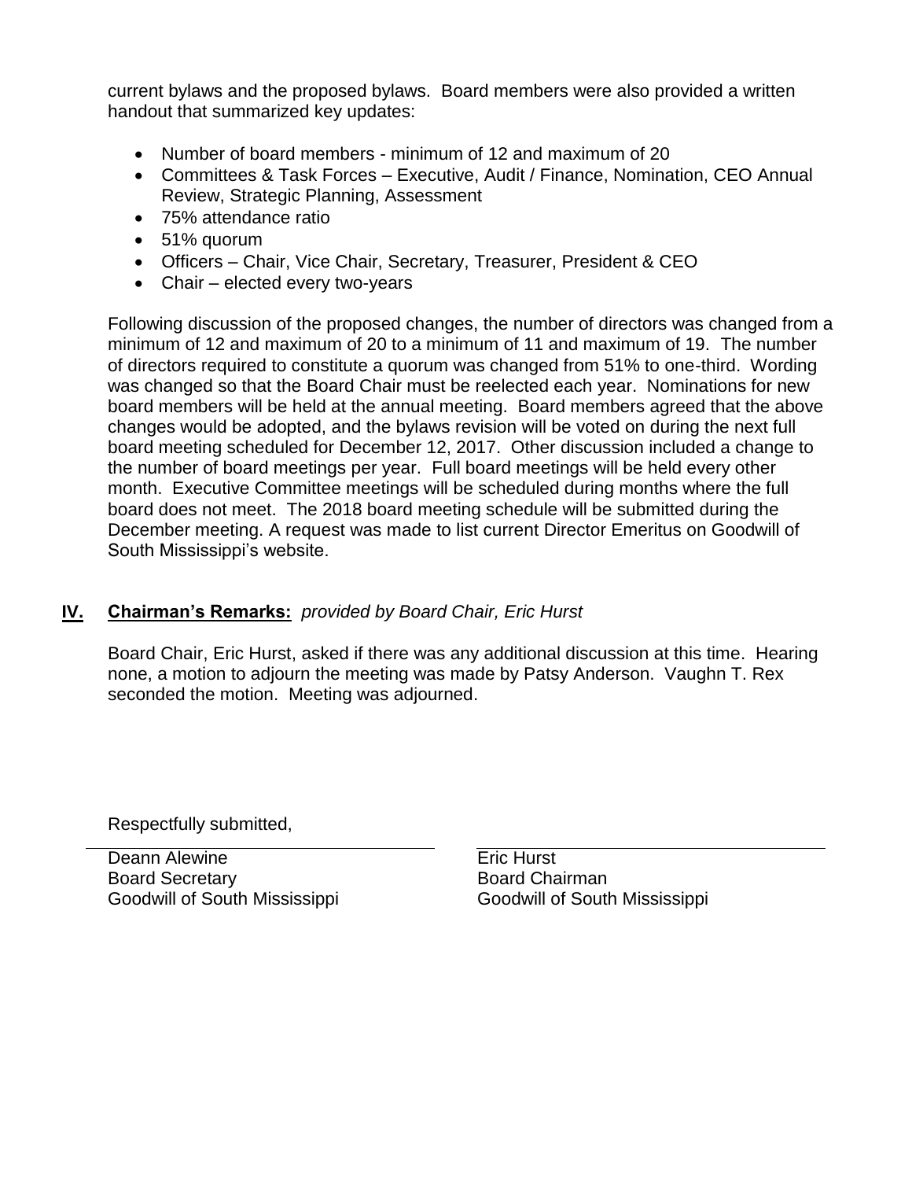current bylaws and the proposed bylaws. Board members were also provided a written handout that summarized key updates:

- Number of board members - minimum of 12 and maximum of 20
- Committees & Task Forces – Executive, Audit / Finance, Nomination, CEO Annual Review, Strategic Planning, Assessment
- 75% attendance ratio
- 51% quorum
- Officers – Chair, Vice Chair, Secretary, Treasurer, President & CEO
- Chair – elected every two-years

Following discussion of the proposed changes, the number of directors was changed from a minimum of 12 and maximum of 20 to a minimum of 11 and maximum of 19. The number of directors required to constitute a quorum was changed from 51% to one-third. Wording was changed so that the Board Chair must be reelected each year. Nominations for new board members will be held at the annual meeting. Board members agreed that the above changes would be adopted, and the bylaws revision will be voted on during the next full board meeting scheduled for December 12, 2017. Other discussion included a change to the number of board meetings per year. Full board meetings will be held every other month. Executive Committee meetings will be scheduled during months where the full board does not meet. The 2018 board meeting schedule will be submitted during the December meeting. A request was made to list current Director Emeritus on Goodwill of South Mississippi's website.

## IV. Chairman's Remarks: *provided by Board Chair, Eric Hurst*

Board Chair, Eric Hurst, asked if there was any additional discussion at this time. Hearing none, a motion to adjourn the meeting was made by Patsy Anderson. Vaughn T. Rex seconded the motion. Meeting was adjourned.

Respectfully submitted,

Deann Alewine
Board Secretary
Goodwill of South Mississippi

Eric Hurst
Board Chairman
Goodwill of South Mississippi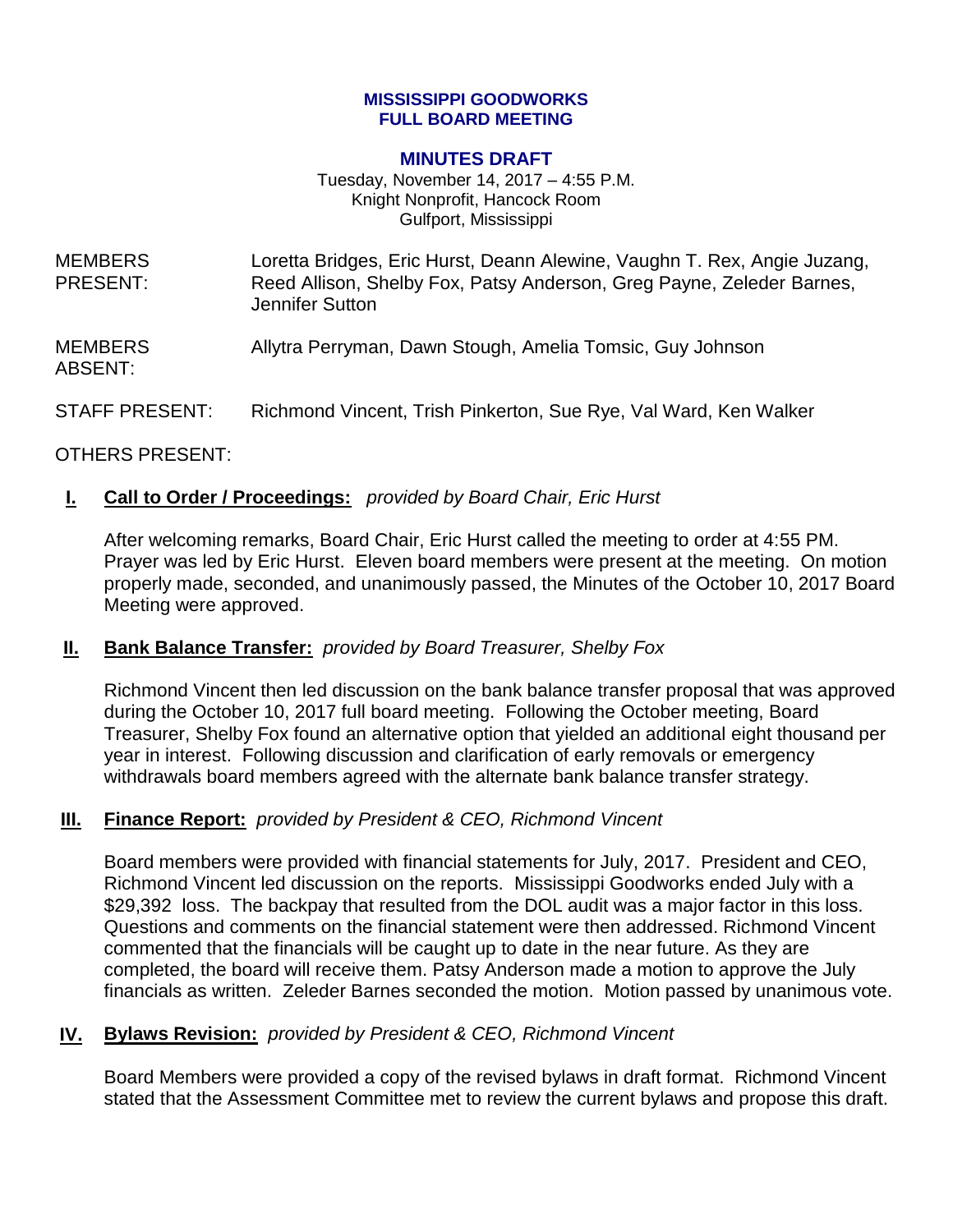**MISSISSIPPI GOODWORKS**
**FULL BOARD MEETING**

**MINUTES DRAFT**

Tuesday, November 14, 2017 – 4:55 P.M.
Knight Nonprofit, Hancock Room
Gulfport, Mississippi

| | |
|---|---|
| MEMBERS PRESENT: | Loretta Bridges, Eric Hurst, Deann Alewine, Vaughn T. Rex, Angie Juzang, Reed Allison, Shelby Fox, Patsy Anderson, Greg Payne, Zeleder Barnes, Jennifer Sutton |
| MEMBERS ABSENT: | Allytra Perryman, Dawn Stough, Amelia Tomsic, Guy Johnson |
| STAFF PRESENT: | Richmond Vincent, Trish Pinkerton, Sue Rye, Val Ward, Ken Walker |
| OTHERS PRESENT: | |

## I. Call to Order / Proceedings: *provided by Board Chair, Eric Hurst*

After welcoming remarks, Board Chair, Eric Hurst called the meeting to order at 4:55 PM. Prayer was led by Eric Hurst. Eleven board members were present at the meeting. On motion properly made, seconded, and unanimously passed, the Minutes of the October 10, 2017 Board Meeting were approved.

## II. Bank Balance Transfer: *provided by Board Treasurer, Shelby Fox*

Richmond Vincent then led discussion on the bank balance transfer proposal that was approved during the October 10, 2017 full board meeting. Following the October meeting, Board Treasurer, Shelby Fox found an alternative option that yielded an additional eight thousand per year in interest. Following discussion and clarification of early removals or emergency withdrawals board members agreed with the alternate bank balance transfer strategy.

## III. Finance Report: *provided by President & CEO, Richmond Vincent*

Board members were provided with financial statements for July, 2017. President and CEO, Richmond Vincent led discussion on the reports. Mississippi Goodworks ended July with a $29,392 loss. The backpay that resulted from the DOL audit was a major factor in this loss. Questions and comments on the financial statement were then addressed. Richmond Vincent commented that the financials will be caught up to date in the near future. As they are completed, the board will receive them. Patsy Anderson made a motion to approve the July financials as written. Zeleder Barnes seconded the motion. Motion passed by unanimous vote.

## IV. Bylaws Revision: *provided by President & CEO, Richmond Vincent*

Board Members were provided a copy of the revised bylaws in draft format. Richmond Vincent stated that the Assessment Committee met to review the current bylaws and propose this draft.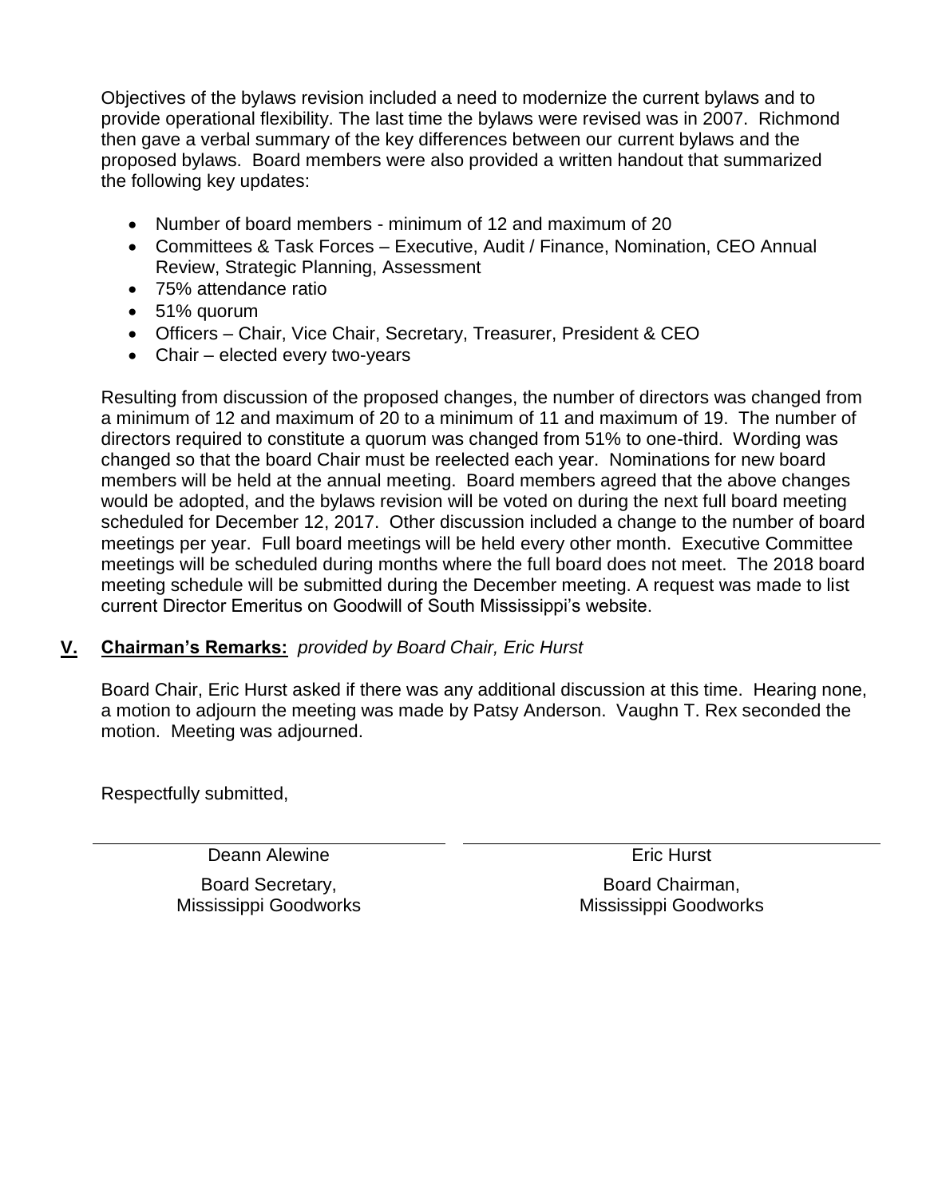Objectives of the bylaws revision included a need to modernize the current bylaws and to provide operational flexibility. The last time the bylaws were revised was in 2007. Richmond then gave a verbal summary of the key differences between our current bylaws and the proposed bylaws. Board members were also provided a written handout that summarized the following key updates:

- Number of board members - minimum of 12 and maximum of 20
- Committees & Task Forces – Executive, Audit / Finance, Nomination, CEO Annual Review, Strategic Planning, Assessment
- 75% attendance ratio
- 51% quorum
- Officers – Chair, Vice Chair, Secretary, Treasurer, President & CEO
- Chair – elected every two-years

Resulting from discussion of the proposed changes, the number of directors was changed from a minimum of 12 and maximum of 20 to a minimum of 11 and maximum of 19. The number of directors required to constitute a quorum was changed from 51% to one-third. Wording was changed so that the board Chair must be reelected each year. Nominations for new board members will be held at the annual meeting. Board members agreed that the above changes would be adopted, and the bylaws revision will be voted on during the next full board meeting scheduled for December 12, 2017. Other discussion included a change to the number of board meetings per year. Full board meetings will be held every other month. Executive Committee meetings will be scheduled during months where the full board does not meet. The 2018 board meeting schedule will be submitted during the December meeting. A request was made to list current Director Emeritus on Goodwill of South Mississippi's website.

## V. Chairman's Remarks: *provided by Board Chair, Eric Hurst*

Board Chair, Eric Hurst asked if there was any additional discussion at this time. Hearing none, a motion to adjourn the meeting was made by Patsy Anderson. Vaughn T. Rex seconded the motion. Meeting was adjourned.

Respectfully submitted,

| | |
|---|---|
| Deann Alewine | Eric Hurst |
| Board Secretary, Mississippi Goodworks | Board Chairman, Mississippi Goodworks |